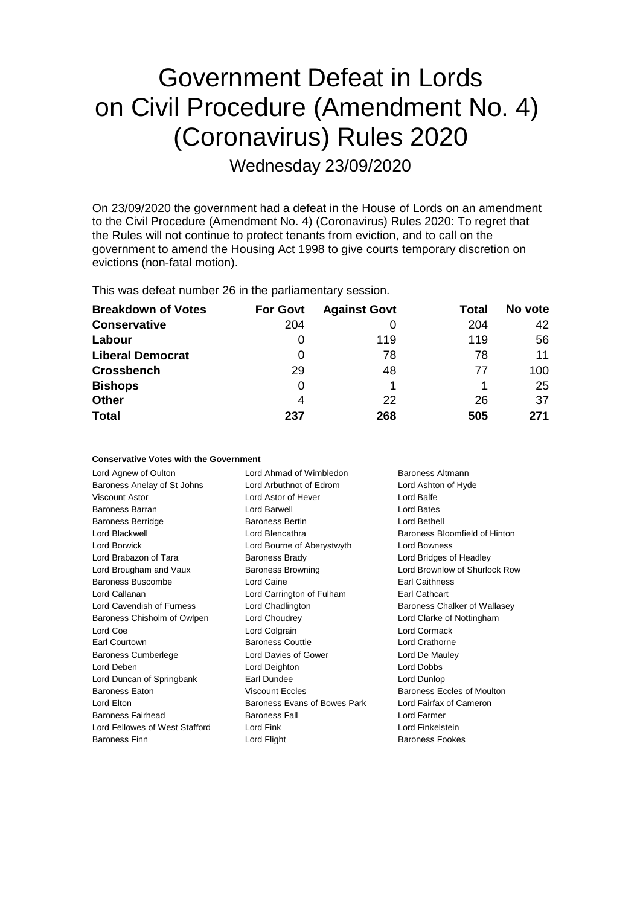# Government Defeat in Lords on Civil Procedure (Amendment No. 4) (Coronavirus) Rules 2020

## Wednesday 23/09/2020

On 23/09/2020 the government had a defeat in the House of Lords on an amendment to the Civil Procedure (Amendment No. 4) (Coronavirus) Rules 2020: To regret that the Rules will not continue to protect tenants from eviction, and to call on the government to amend the Housing Act 1998 to give courts temporary discretion on evictions (non-fatal motion).

This was defeat number 26 in the parliamentary session.

| Breakdown of Votes | For Govt | Against Govt | Total | No vote |
|---|---|---|---|---|
| **Conservative** | 204 | 0 | 204 | 42 |
| **Labour** | 0 | 119 | 119 | 56 |
| **Liberal Democrat** | 0 | 78 | 78 | 11 |
| **Crossbench** | 29 | 48 | 77 | 100 |
| **Bishops** | 0 | 1 | 1 | 25 |
| **Other** | 4 | 22 | 26 | 37 |
| **Total** | **237** | **268** | **505** | **271** |

#### Conservative Votes with the Government

| | | |
|---|---|---|
| Lord Agnew of Oulton | Lord Ahmad of Wimbledon | Baroness Altmann |
| Baroness Anelay of St Johns | Lord Arbuthnot of Edrom | Lord Ashton of Hyde |
| Viscount Astor | Lord Astor of Hever | Lord Balfe |
| Baroness Barran | Lord Barwell | Lord Bates |
| Baroness Berridge | Baroness Bertin | Lord Bethell |
| Lord Blackwell | Lord Blencathra | Baroness Bloomfield of Hinton |
| Lord Borwick | Lord Bourne of Aberystwyth | Lord Bowness |
| Lord Brabazon of Tara | Baroness Brady | Lord Bridges of Headley |
| Lord Brougham and Vaux | Baroness Browning | Lord Brownlow of Shurlock Row |
| Baroness Buscombe | Lord Caine | Earl Caithness |
| Lord Callanan | Lord Carrington of Fulham | Earl Cathcart |
| Lord Cavendish of Furness | Lord Chadlington | Baroness Chalker of Wallasey |
| Baroness Chisholm of Owlpen | Lord Choudrey | Lord Clarke of Nottingham |
| Lord Coe | Lord Colgrain | Lord Cormack |
| Earl Courtown | Baroness Couttie | Lord Crathorne |
| Baroness Cumberlege | Lord Davies of Gower | Lord De Mauley |
| Lord Deben | Lord Deighton | Lord Dobbs |
| Lord Duncan of Springbank | Earl Dundee | Lord Dunlop |
| Baroness Eaton | Viscount Eccles | Baroness Eccles of Moulton |
| Lord Elton | Baroness Evans of Bowes Park | Lord Fairfax of Cameron |
| Baroness Fairhead | Baroness Fall | Lord Farmer |
| Lord Fellowes of West Stafford | Lord Fink | Lord Finkelstein |
| Baroness Finn | Lord Flight | Baroness Fookes |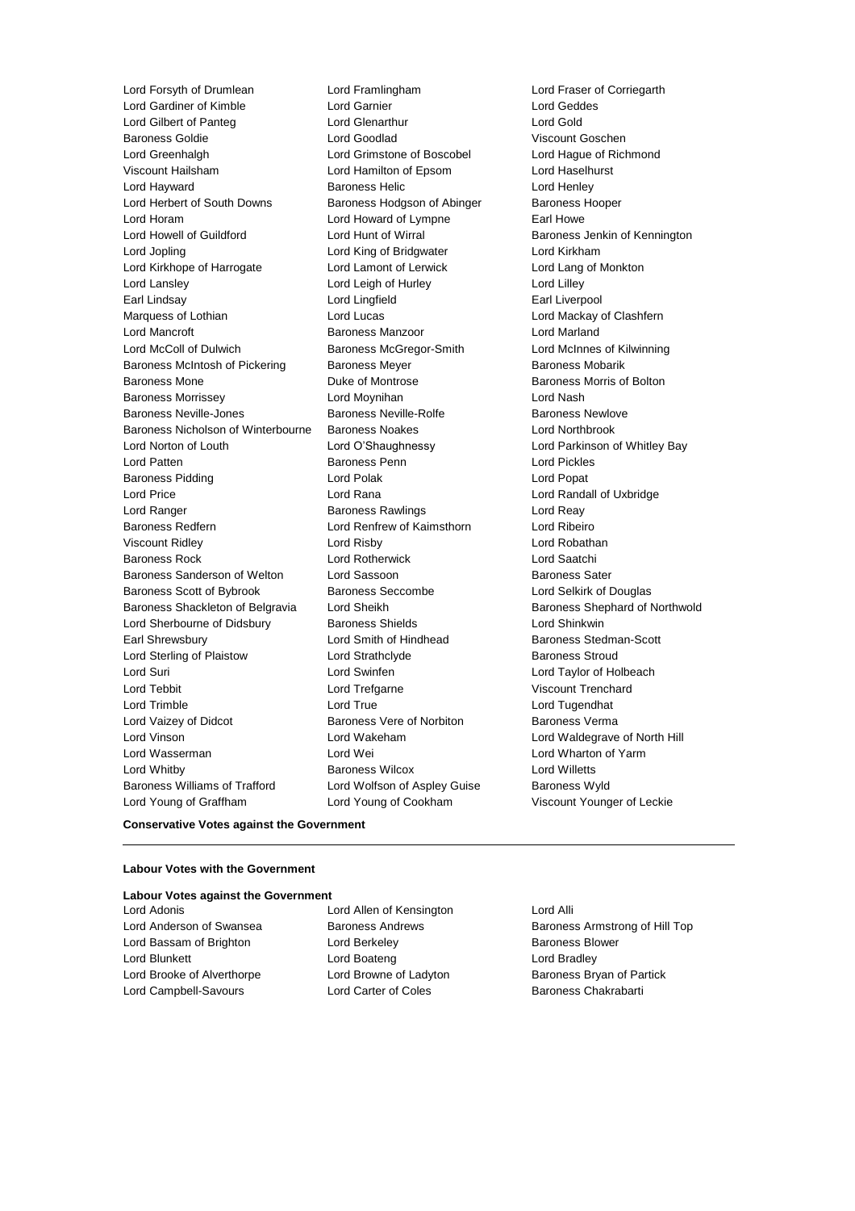Lord Forsyth of Drumlean
Lord Framlingham
Lord Fraser of Corriegarth
Lord Gardiner of Kimble
Lord Garnier
Lord Geddes
Lord Gilbert of Panteg
Lord Glenarthur
Lord Gold
Baroness Goldie
Lord Goodlad
Viscount Goschen
Lord Greenhalgh
Lord Grimstone of Boscobel
Lord Hague of Richmond
Viscount Hailsham
Lord Hamilton of Epsom
Lord Haselhurst
Lord Hayward
Baroness Helic
Lord Henley
Lord Herbert of South Downs
Baroness Hodgson of Abinger
Baroness Hooper
Lord Horam
Lord Howard of Lympne
Earl Howe
Lord Howell of Guildford
Lord Hunt of Wirral
Baroness Jenkin of Kennington
Lord Jopling
Lord King of Bridgwater
Lord Kirkham
Lord Kirkhope of Harrogate
Lord Lamont of Lerwick
Lord Lang of Monkton
Lord Lansley
Lord Leigh of Hurley
Lord Lilley
Earl Lindsay
Lord Lingfield
Earl Liverpool
Marquess of Lothian
Lord Lucas
Lord Mackay of Clashfern
Lord Mancroft
Baroness Manzoor
Lord Marland
Lord McColl of Dulwich
Baroness McGregor-Smith
Lord McInnes of Kilwinning
Baroness McIntosh of Pickering
Baroness Meyer
Baroness Mobarik
Baroness Mone
Duke of Montrose
Baroness Morris of Bolton
Baroness Morrissey
Lord Moynihan
Lord Nash
Baroness Neville-Jones
Baroness Neville-Rolfe
Baroness Newlove
Baroness Nicholson of Winterbourne
Baroness Noakes
Lord Northbrook
Lord Norton of Louth
Lord O'Shaughnessy
Lord Parkinson of Whitley Bay
Lord Patten
Baroness Penn
Lord Pickles
Baroness Pidding
Lord Polak
Lord Popat
Lord Price
Lord Rana
Lord Randall of Uxbridge
Lord Ranger
Baroness Rawlings
Lord Reay
Baroness Redfern
Lord Renfrew of Kaimsthorn
Lord Ribeiro
Viscount Ridley
Lord Risby
Lord Robathan
Baroness Rock
Lord Rotherwick
Lord Saatchi
Baroness Sanderson of Welton
Lord Sassoon
Baroness Sater
Baroness Scott of Bybrook
Baroness Seccombe
Lord Selkirk of Douglas
Baroness Shackleton of Belgravia
Lord Sheikh
Baroness Shephard of Northwold
Lord Sherbourne of Didsbury
Baroness Shields
Lord Shinkwin
Earl Shrewsbury
Lord Smith of Hindhead
Baroness Stedman-Scott
Lord Sterling of Plaistow
Lord Strathclyde
Baroness Stroud
Lord Suri
Lord Swinfen
Lord Taylor of Holbeach
Lord Tebbit
Lord Trefgarne
Viscount Trenchard
Lord Trimble
Lord True
Lord Tugendhat
Lord Vaizey of Didcot
Baroness Vere of Norbiton
Baroness Verma
Lord Vinson
Lord Wakeham
Lord Waldegrave of North Hill
Lord Wasserman
Lord Wei
Lord Wharton of Yarm
Lord Whitby
Baroness Wilcox
Lord Willetts
Baroness Williams of Trafford
Lord Wolfson of Aspley Guise
Baroness Wyld
Lord Young of Graffham
Lord Young of Cookham
Viscount Younger of Leckie

**Conservative Votes against the Government**

---

**Labour Votes with the Government**

**Labour Votes against the Government**

Lord Adonis
Lord Allen of Kensington
Lord Alli
Lord Anderson of Swansea
Baroness Andrews
Baroness Armstrong of Hill Top
Lord Bassam of Brighton
Lord Berkeley
Baroness Blower
Lord Blunkett
Lord Boateng
Lord Bradley
Lord Brooke of Alverthorpe
Lord Browne of Ladyton
Baroness Bryan of Partick
Lord Campbell-Savours
Lord Carter of Coles
Baroness Chakrabarti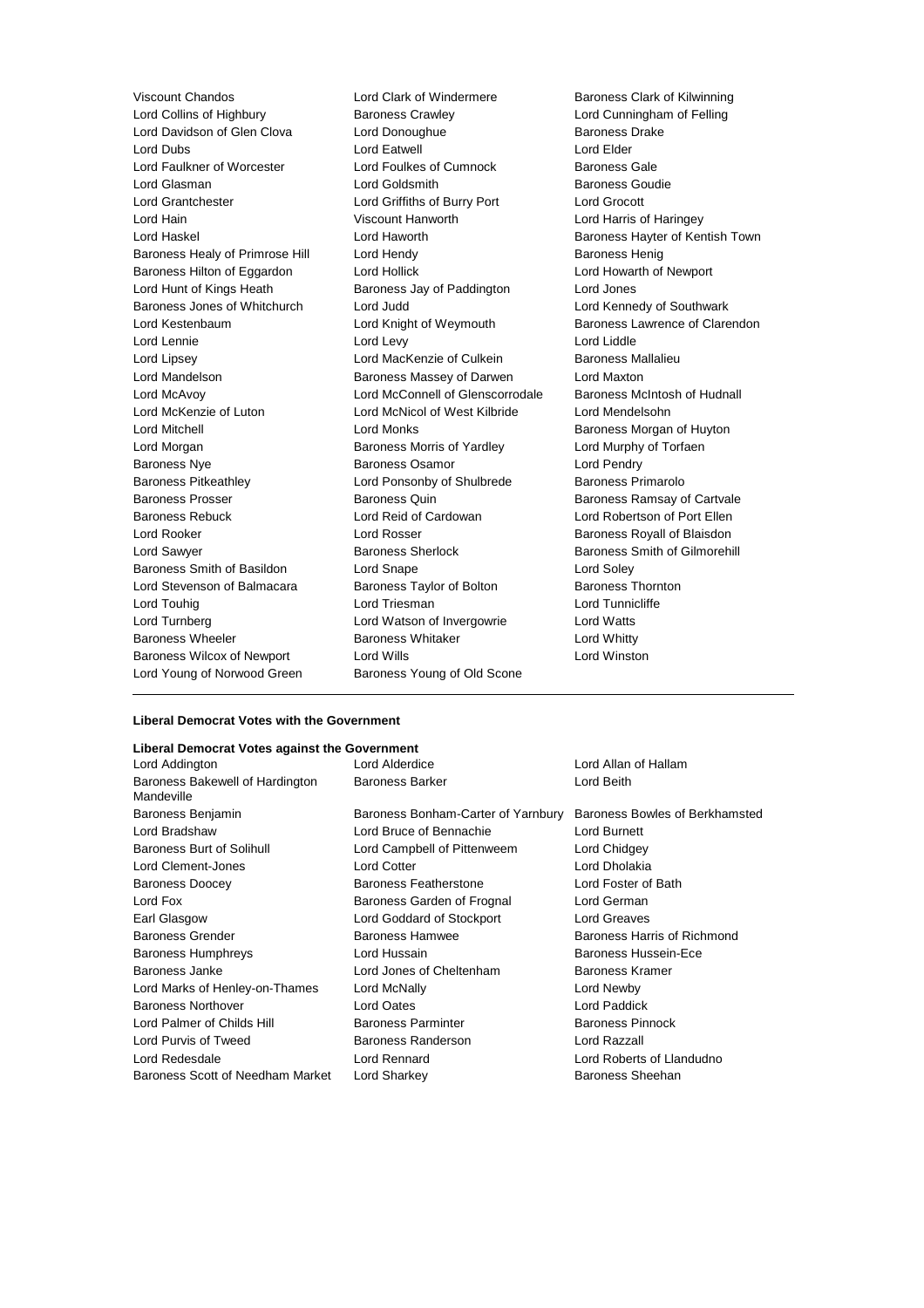Viscount Chandos
Lord Clark of Windermere
Baroness Clark of Kilwinning
Lord Collins of Highbury
Baroness Crawley
Lord Cunningham of Felling
Lord Davidson of Glen Clova
Lord Donoughue
Baroness Drake
Lord Dubs
Lord Eatwell
Lord Elder
Lord Faulkner of Worcester
Lord Foulkes of Cumnock
Baroness Gale
Lord Glasman
Lord Goldsmith
Baroness Goudie
Lord Grantchester
Lord Griffiths of Burry Port
Lord Grocott
Lord Hain
Viscount Hanworth
Lord Harris of Haringey
Lord Haskel
Lord Haworth
Baroness Hayter of Kentish Town
Baroness Healy of Primrose Hill
Lord Hendy
Baroness Henig
Baroness Hilton of Eggardon
Lord Hollick
Lord Howarth of Newport
Lord Hunt of Kings Heath
Baroness Jay of Paddington
Lord Jones
Baroness Jones of Whitchurch
Lord Judd
Lord Kennedy of Southwark
Lord Kestenbaum
Lord Knight of Weymouth
Baroness Lawrence of Clarendon
Lord Lennie
Lord Levy
Lord Liddle
Lord Lipsey
Lord MacKenzie of Culkein
Baroness Mallalieu
Lord Mandelson
Baroness Massey of Darwen
Lord Maxton
Lord McAvoy
Lord McConnell of Glenscorrodale
Baroness McIntosh of Hudnall
Lord McKenzie of Luton
Lord McNicol of West Kilbride
Lord Mendelsohn
Lord Mitchell
Lord Monks
Baroness Morgan of Huyton
Lord Morgan
Baroness Morris of Yardley
Lord Murphy of Torfaen
Baroness Nye
Baroness Osamor
Lord Pendry
Baroness Pitkeathley
Lord Ponsonby of Shulbrede
Baroness Primarolo
Baroness Prosser
Baroness Quin
Baroness Ramsay of Cartvale
Baroness Rebuck
Lord Reid of Cardowan
Lord Robertson of Port Ellen
Lord Rooker
Lord Rosser
Baroness Royall of Blaisdon
Lord Sawyer
Baroness Sherlock
Baroness Smith of Gilmorehill
Baroness Smith of Basildon
Lord Snape
Lord Soley
Lord Stevenson of Balmacara
Baroness Taylor of Bolton
Baroness Thornton
Lord Touhig
Lord Triesman
Lord Tunnicliffe
Lord Turnberg
Lord Watson of Invergowrie
Lord Watts
Baroness Wheeler
Baroness Whitaker
Lord Whitty
Baroness Wilcox of Newport
Lord Wills
Lord Winston
Lord Young of Norwood Green
Baroness Young of Old Scone

---

**Liberal Democrat Votes with the Government**

**Liberal Democrat Votes against the Government**

Lord Addington
Lord Alderdice
Lord Allan of Hallam
Baroness Bakewell of Hardington Mandeville
Baroness Barker
Lord Beith
Baroness Benjamin
Baroness Bonham-Carter of Yarnbury
Baroness Bowles of Berkhamsted
Lord Bradshaw
Lord Bruce of Bennachie
Lord Burnett
Baroness Burt of Solihull
Lord Campbell of Pittenweem
Lord Chidgey
Lord Clement-Jones
Lord Cotter
Lord Dholakia
Baroness Doocey
Baroness Featherstone
Lord Foster of Bath
Lord Fox
Baroness Garden of Frognal
Lord German
Earl Glasgow
Lord Goddard of Stockport
Lord Greaves
Baroness Grender
Baroness Hamwee
Baroness Harris of Richmond
Baroness Humphreys
Lord Hussain
Baroness Hussein-Ece
Baroness Janke
Lord Jones of Cheltenham
Baroness Kramer
Lord Marks of Henley-on-Thames
Lord McNally
Lord Newby
Baroness Northover
Lord Oates
Lord Paddick
Lord Palmer of Childs Hill
Baroness Parminter
Baroness Pinnock
Lord Purvis of Tweed
Baroness Randerson
Lord Razzall
Lord Redesdale
Lord Rennard
Lord Roberts of Llandudno
Baroness Scott of Needham Market
Lord Sharkey
Baroness Sheehan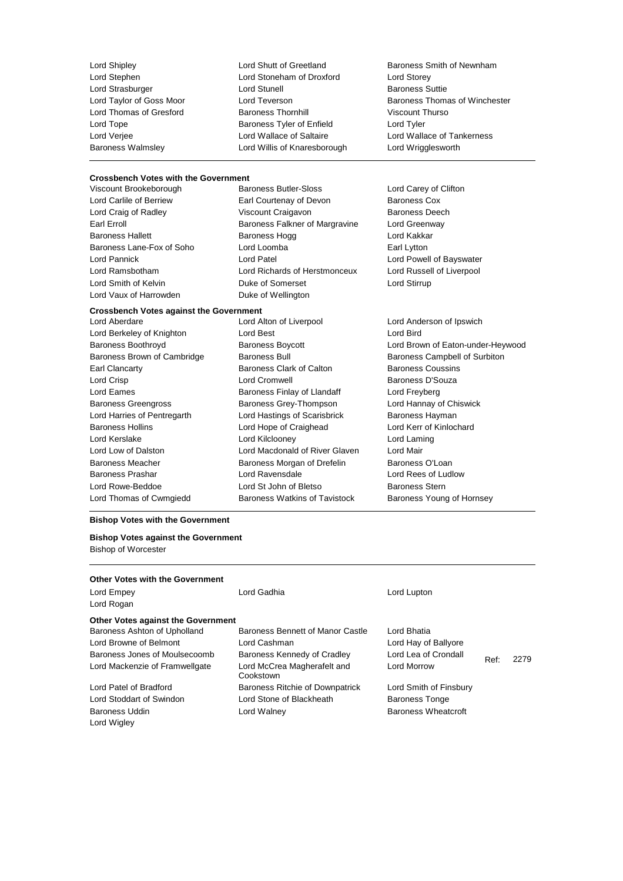Lord Shipley
Lord Shutt of Greetland
Baroness Smith of Newnham
Lord Stephen
Lord Stoneham of Droxford
Lord Storey
Lord Strasburger
Lord Stunell
Baroness Suttie
Lord Taylor of Goss Moor
Lord Teverson
Baroness Thomas of Winchester
Lord Thomas of Gresford
Baroness Thornhill
Viscount Thurso
Lord Tope
Baroness Tyler of Enfield
Lord Tyler
Lord Verjee
Lord Wallace of Saltaire
Lord Wallace of Tankerness
Baroness Walmsley
Lord Willis of Knaresborough
Lord Wrigglesworth

**Crossbench Votes with the Government**

Viscount Brookeborough
Baroness Butler-Sloss
Lord Carey of Clifton
Lord Carlile of Berriew
Earl Courtenay of Devon
Baroness Cox
Lord Craig of Radley
Viscount Craigavon
Baroness Deech
Earl Erroll
Baroness Falkner of Margravine
Lord Greenway
Baroness Hallett
Baroness Hogg
Lord Kakkar
Baroness Lane-Fox of Soho
Lord Loomba
Earl Lytton
Lord Pannick
Lord Patel
Lord Powell of Bayswater
Lord Ramsbotham
Lord Richards of Herstmonceux
Lord Russell of Liverpool
Lord Smith of Kelvin
Duke of Somerset
Lord Stirrup
Lord Vaux of Harrowden
Duke of Wellington

**Crossbench Votes against the Government**

Lord Aberdare
Lord Alton of Liverpool
Lord Anderson of Ipswich
Lord Berkeley of Knighton
Lord Best
Lord Bird
Baroness Boothroyd
Baroness Boycott
Lord Brown of Eaton-under-Heywood
Baroness Brown of Cambridge
Baroness Bull
Baroness Campbell of Surbiton
Earl Clancarty
Baroness Clark of Calton
Baroness Coussins
Lord Crisp
Lord Cromwell
Baroness D'Souza
Lord Eames
Baroness Finlay of Llandaff
Lord Freyberg
Baroness Greengross
Baroness Grey-Thompson
Lord Hannay of Chiswick
Lord Harries of Pentregarth
Lord Hastings of Scarisbrick
Baroness Hayman
Baroness Hollins
Lord Hope of Craighead
Lord Kerr of Kinlochard
Lord Kerslake
Lord Kilclooney
Lord Laming
Lord Low of Dalston
Lord Macdonald of River Glaven
Lord Mair
Baroness Meacher
Baroness Morgan of Drefelin
Baroness O'Loan
Baroness Prashar
Lord Ravensdale
Lord Rees of Ludlow
Lord Rowe-Beddoe
Lord St John of Bletso
Baroness Stern
Lord Thomas of Cwmgiedd
Baroness Watkins of Tavistock
Baroness Young of Hornsey

**Bishop Votes with the Government**

**Bishop Votes against the Government**

Bishop of Worcester

**Other Votes with the Government**

Lord Empey
Lord Gadhia
Lord Lupton
Lord Rogan

**Other Votes against the Government**

Baroness Ashton of Upholland
Baroness Bennett of Manor Castle
Lord Bhatia
Lord Browne of Belmont
Lord Cashman
Lord Hay of Ballyore
Baroness Jones of Moulsecoomb
Baroness Kennedy of Cradley
Lord Lea of Crondall
Lord Mackenzie of Framwellgate
Lord McCrea Magherafelt and Cookstown
Lord Morrow
Lord Patel of Bradford
Baroness Ritchie of Downpatrick
Lord Smith of Finsbury
Lord Stoddart of Swindon
Lord Stone of Blackheath
Baroness Tonge
Baroness Uddin
Lord Walney
Baroness Wheatcroft
Lord Wigley

Ref: 2279